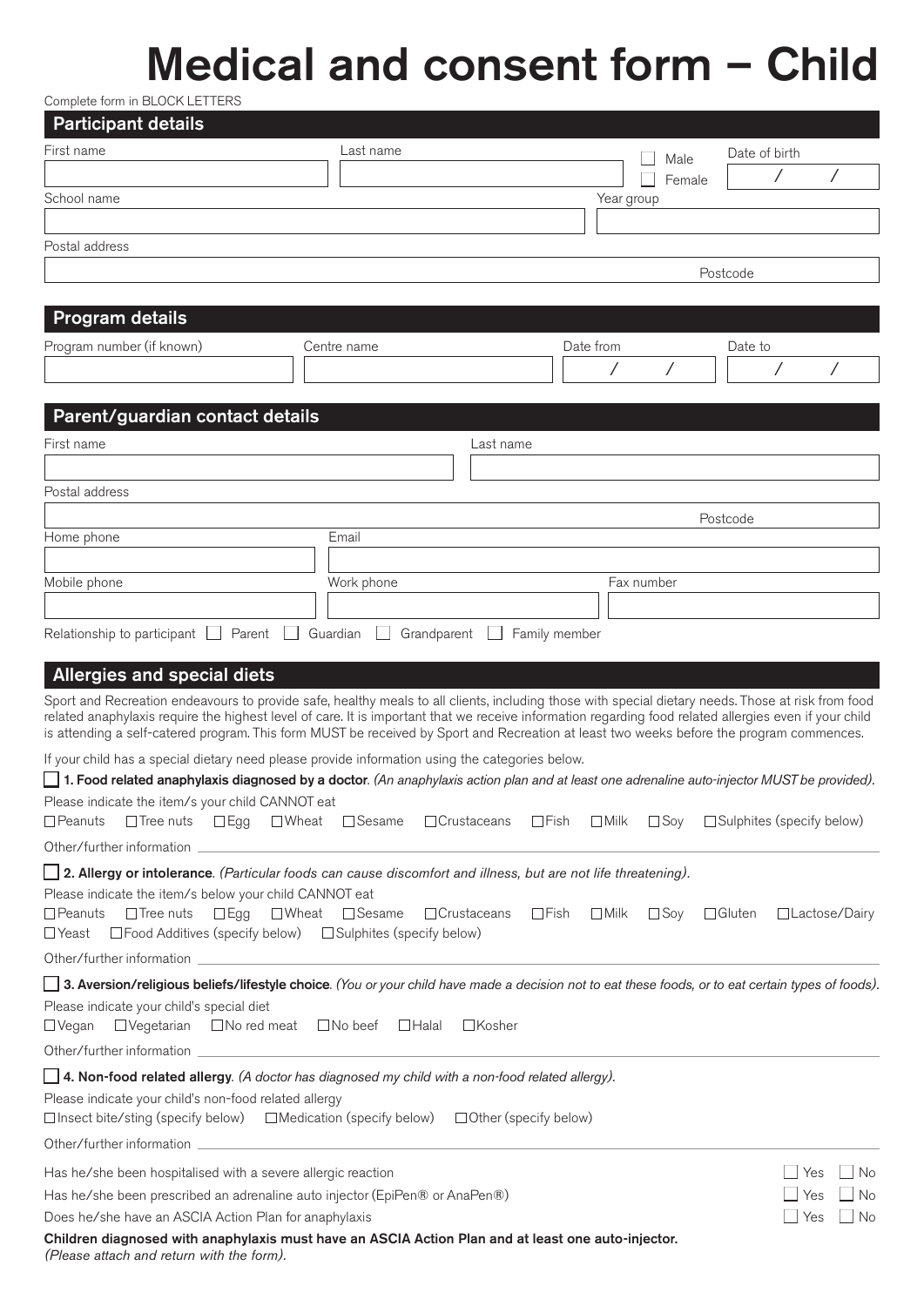# Medical and consent form – Child

Complete form in BLOCK LETTERS

## Participant details

First name

Last name

☐ Male ☐ Female

Date of birth / /

School name

Year group

Postal address

Postcode

## Program details

Program number (if known)

Centre name

Date from / /

Date to / /

## Parent/guardian contact details

First name

Last name

Postal address

Postcode

Home phone

Email

Mobile phone

Work phone

Fax number

Relationship to participant ☐ Parent ☐ Guardian ☐ Grandparent ☐ Family member

## Allergies and special diets

Sport and Recreation endeavours to provide safe, healthy meals to all clients, including those with special dietary needs. Those at risk from food related anaphylaxis require the highest level of care. It is important that we receive information regarding food related allergies even if your child is attending a self-catered program. This form MUST be received by Sport and Recreation at least two weeks before the program commences.

If your child has a special dietary need please provide information using the categories below.

☐ **1. Food related anaphylaxis diagnosed by a doctor**. *(An anaphylaxis action plan and at least one adrenaline auto-injector MUST be provided).*

Please indicate the item/s your child CANNOT eat

☐ Peanuts ☐ Tree nuts ☐ Egg ☐ Wheat ☐ Sesame ☐ Crustaceans ☐ Fish ☐ Milk ☐ Soy ☐ Sulphites (specify below)

Other/further information

☐ **2. Allergy or intolerance**. *(Particular foods can cause discomfort and illness, but are not life threatening).*

Please indicate the item/s below your child CANNOT eat

☐ Peanuts ☐ Tree nuts ☐ Egg ☐ Wheat ☐ Sesame ☐ Crustaceans ☐ Fish ☐ Milk ☐ Soy ☐ Gluten ☐ Lactose/Dairy ☐ Yeast ☐ Food Additives (specify below) ☐ Sulphites (specify below)

Other/further information

☐ **3. Aversion/religious beliefs/lifestyle choice**. *(You or your child have made a decision not to eat these foods, or to eat certain types of foods).*

Please indicate your child's special diet

☐ Vegan ☐ Vegetarian ☐ No red meat ☐ No beef ☐ Halal ☐ Kosher

Other/further information

☐ **4. Non-food related allergy**. *(A doctor has diagnosed my child with a non-food related allergy).*

Please indicate your child's non-food related allergy

☐ Insect bite/sting (specify below) ☐ Medication (specify below) ☐ Other (specify below)

Other/further information

Has he/she been hospitalised with a severe allergic reaction ☐ Yes ☐ No

Has he/she been prescribed an adrenaline auto injector (EpiPen® or AnaPen®) ☐ Yes ☐ No

Does he/she have an ASCIA Action Plan for anaphylaxis ☐ Yes ☐ No

**Children diagnosed with anaphylaxis must have an ASCIA Action Plan and at least one auto-injector.**
*(Please attach and return with the form).*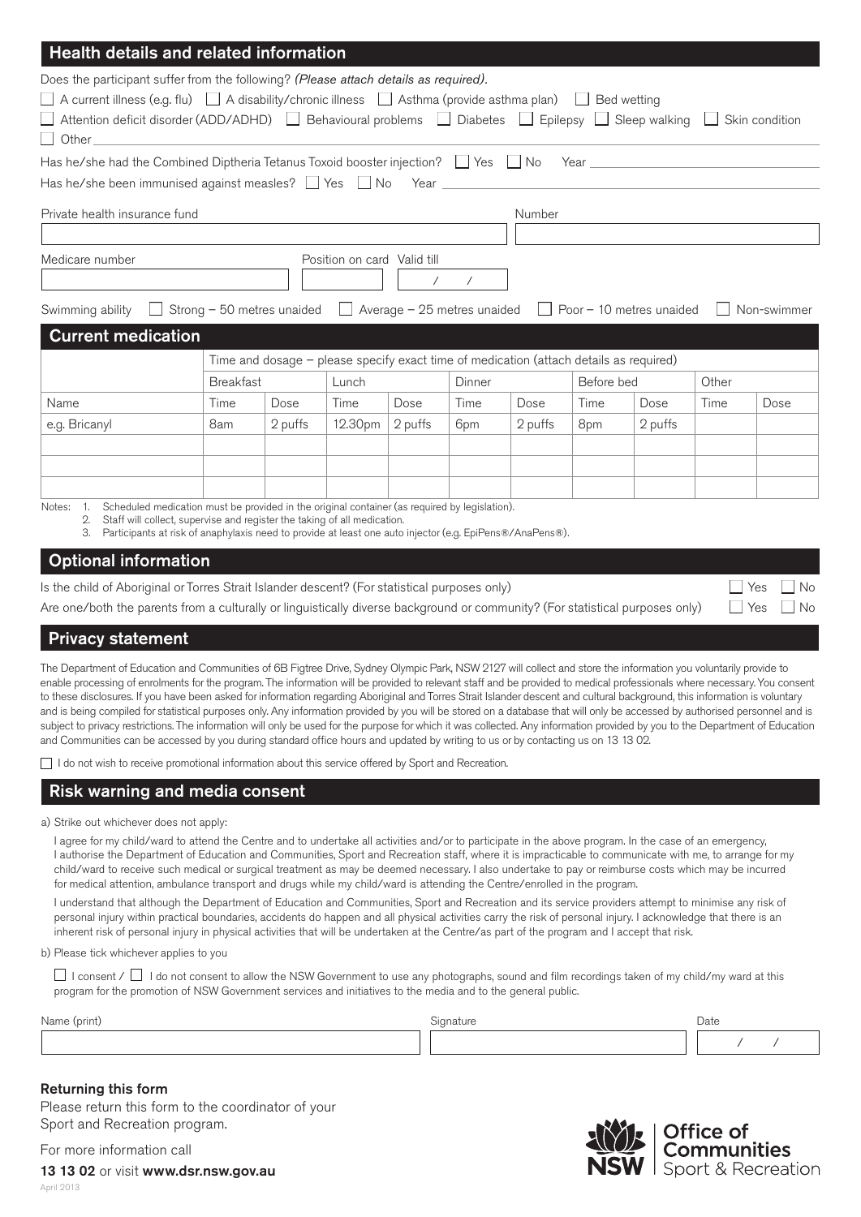## Health details and related information

Does the participant suffer from the following? *(Please attach details as required).*

☐ A current illness (e.g. flu) ☐ A disability/chronic illness ☐ Asthma (provide asthma plan) ☐ Bed wetting

☐ Attention deficit disorder (ADD/ADHD) ☐ Behavioural problems ☐ Diabetes ☐ Epilepsy ☐ Sleep walking ☐ Skin condition

☐ Other ________________________________

Has he/she had the Combined Diptheria Tetanus Toxoid booster injection? ☐ Yes ☐ No Year ____________

Has he/she been immunised against measles? ☐ Yes ☐ No Year ____________

Private health insurance fund ____________ Number ____________

Medicare number ____________ Position on card ____________ Valid till ____ / ____ / ____

Swimming ability ☐ Strong – 50 metres unaided ☐ Average – 25 metres unaided ☐ Poor – 10 metres unaided ☐ Non-swimmer

## Current medication

| | Time and dosage – please specify exact time of medication (attach details as required) | | | | | | | | | |
|---|---|---|---|---|---|---|---|---|---|---|
| | Breakfast | | Lunch | | Dinner | | Before bed | | Other | |
| Name | Time | Dose | Time | Dose | Time | Dose | Time | Dose | Time | Dose |
| e.g. Bricanyl | 8am | 2 puffs | 12.30pm | 2 puffs | 6pm | 2 puffs | 8pm | 2 puffs | | |
| | | | | | | | | | | |
| | | | | | | | | | | |
| | | | | | | | | | | |

Notes:
1. Scheduled medication must be provided in the original container (as required by legislation).
2. Staff will collect, supervise and register the taking of all medication.
3. Participants at risk of anaphylaxis need to provide at least one auto injector (e.g. EpiPens®/AnaPens®).

## Optional information

Is the child of Aboriginal or Torres Strait Islander descent? (For statistical purposes only) ☐ Yes ☐ No

Are one/both the parents from a culturally or linguistically diverse background or community? (For statistical purposes only) ☐ Yes ☐ No

## Privacy statement

The Department of Education and Communities of 6B Figtree Drive, Sydney Olympic Park, NSW 2127 will collect and store the information you voluntarily provide to enable processing of enrolments for the program. The information will be provided to relevant staff and be provided to medical professionals where necessary. You consent to these disclosures. If you have been asked for information regarding Aboriginal and Torres Strait Islander descent and cultural background, this information is voluntary and is being compiled for statistical purposes only. Any information provided by you will be stored on a database that will only be accessed by authorised personnel and is subject to privacy restrictions. The information will only be used for the purpose for which it was collected. Any information provided by you to the Department of Education and Communities can be accessed by you during standard office hours and updated by writing to us or by contacting us on 13 13 02.

☐ I do not wish to receive promotional information about this service offered by Sport and Recreation.

## Risk warning and media consent

a) Strike out whichever does not apply:

I agree for my child/ward to attend the Centre and to undertake all activities and/or to participate in the above program. In the case of an emergency, I authorise the Department of Education and Communities, Sport and Recreation staff, where it is impracticable to communicate with me, to arrange for my child/ward to receive such medical or surgical treatment as may be deemed necessary. I also undertake to pay or reimburse costs which may be incurred for medical attention, ambulance transport and drugs while my child/ward is attending the Centre/enrolled in the program.

I understand that although the Department of Education and Communities, Sport and Recreation and its service providers attempt to minimise any risk of personal injury within practical boundaries, accidents do happen and all physical activities carry the risk of personal injury. I acknowledge that there is an inherent risk of personal injury in physical activities that will be undertaken at the Centre/as part of the program and I accept that risk.

b) Please tick whichever applies to you

☐ I consent / ☐ I do not consent to allow the NSW Government to use any photographs, sound and film recordings taken of my child/my ward at this program for the promotion of NSW Government services and initiatives to the media and to the general public.

Name (print) ____________ Signature ____________ Date ____ / ____ / ____

### Returning this form

Please return this form to the coordinator of your Sport and Recreation program.

For more information call

**13 13 02** or visit **www.dsr.nsw.gov.au**

April 2013

NSW Office of Communities Sport & Recreation